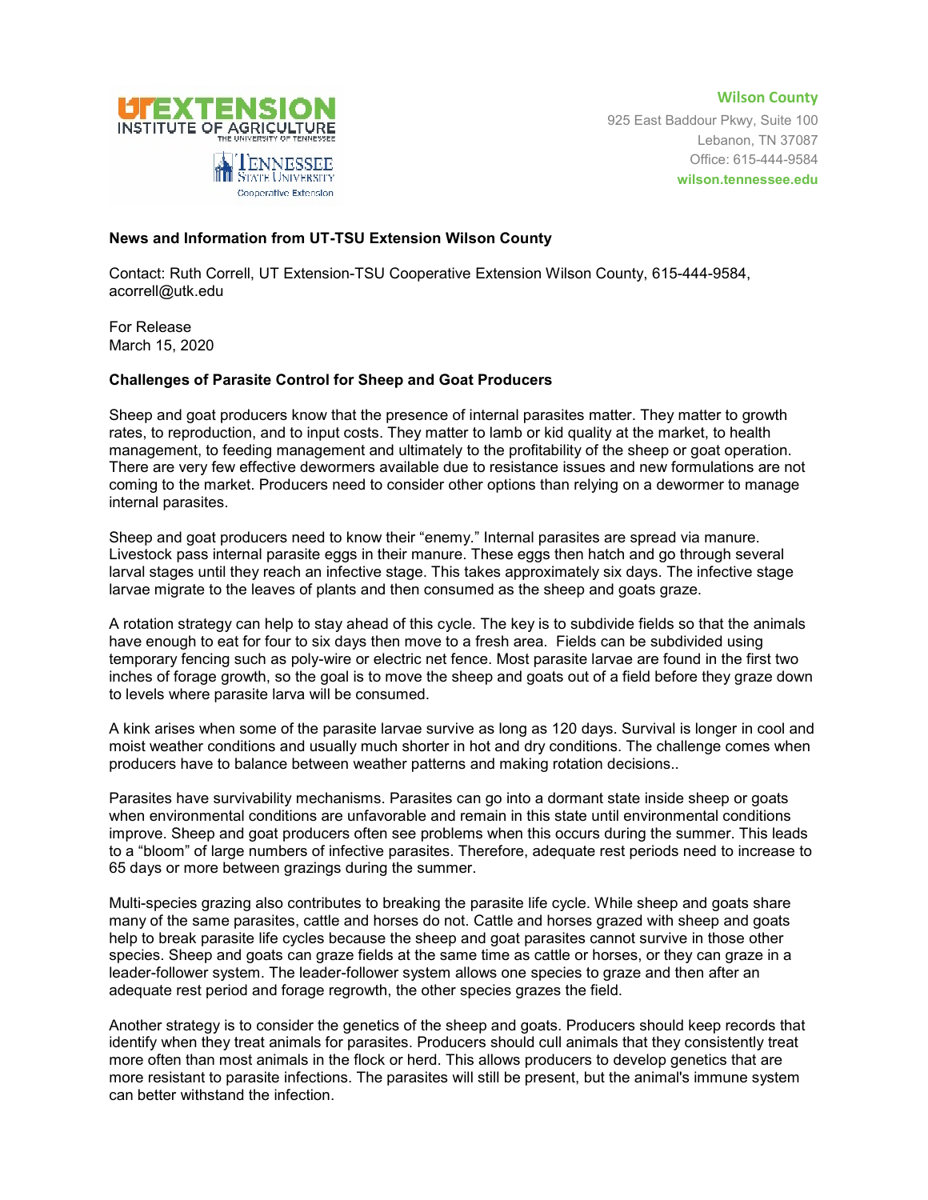**Wilson County**

925 East Baddour Pkwy, Suite 100
Lebanon, TN 37087
Office: 615-444-9584
**wilson.tennessee.edu**

**News and Information from UT-TSU Extension Wilson County**

Contact: Ruth Correll, UT Extension-TSU Cooperative Extension Wilson County, 615-444-9584, acorrell@utk.edu

For Release
March 15, 2020

**Challenges of Parasite Control for Sheep and Goat Producers**

Sheep and goat producers know that the presence of internal parasites matter. They matter to growth rates, to reproduction, and to input costs. They matter to lamb or kid quality at the market, to health management, to feeding management and ultimately to the profitability of the sheep or goat operation. There are very few effective dewormers available due to resistance issues and new formulations are not coming to the market. Producers need to consider other options than relying on a dewormer to manage internal parasites.

Sheep and goat producers need to know their "enemy." Internal parasites are spread via manure. Livestock pass internal parasite eggs in their manure. These eggs then hatch and go through several larval stages until they reach an infective stage. This takes approximately six days. The infective stage larvae migrate to the leaves of plants and then consumed as the sheep and goats graze.

A rotation strategy can help to stay ahead of this cycle. The key is to subdivide fields so that the animals have enough to eat for four to six days then move to a fresh area. Fields can be subdivided using temporary fencing such as poly-wire or electric net fence. Most parasite larvae are found in the first two inches of forage growth, so the goal is to move the sheep and goats out of a field before they graze down to levels where parasite larva will be consumed.

A kink arises when some of the parasite larvae survive as long as 120 days. Survival is longer in cool and moist weather conditions and usually much shorter in hot and dry conditions. The challenge comes when producers have to balance between weather patterns and making rotation decisions..

Parasites have survivability mechanisms. Parasites can go into a dormant state inside sheep or goats when environmental conditions are unfavorable and remain in this state until environmental conditions improve. Sheep and goat producers often see problems when this occurs during the summer. This leads to a "bloom" of large numbers of infective parasites. Therefore, adequate rest periods need to increase to 65 days or more between grazings during the summer.

Multi-species grazing also contributes to breaking the parasite life cycle. While sheep and goats share many of the same parasites, cattle and horses do not. Cattle and horses grazed with sheep and goats help to break parasite life cycles because the sheep and goat parasites cannot survive in those other species. Sheep and goats can graze fields at the same time as cattle or horses, or they can graze in a leader-follower system. The leader-follower system allows one species to graze and then after an adequate rest period and forage regrowth, the other species grazes the field.

Another strategy is to consider the genetics of the sheep and goats. Producers should keep records that identify when they treat animals for parasites. Producers should cull animals that they consistently treat more often than most animals in the flock or herd. This allows producers to develop genetics that are more resistant to parasite infections. The parasites will still be present, but the animal's immune system can better withstand the infection.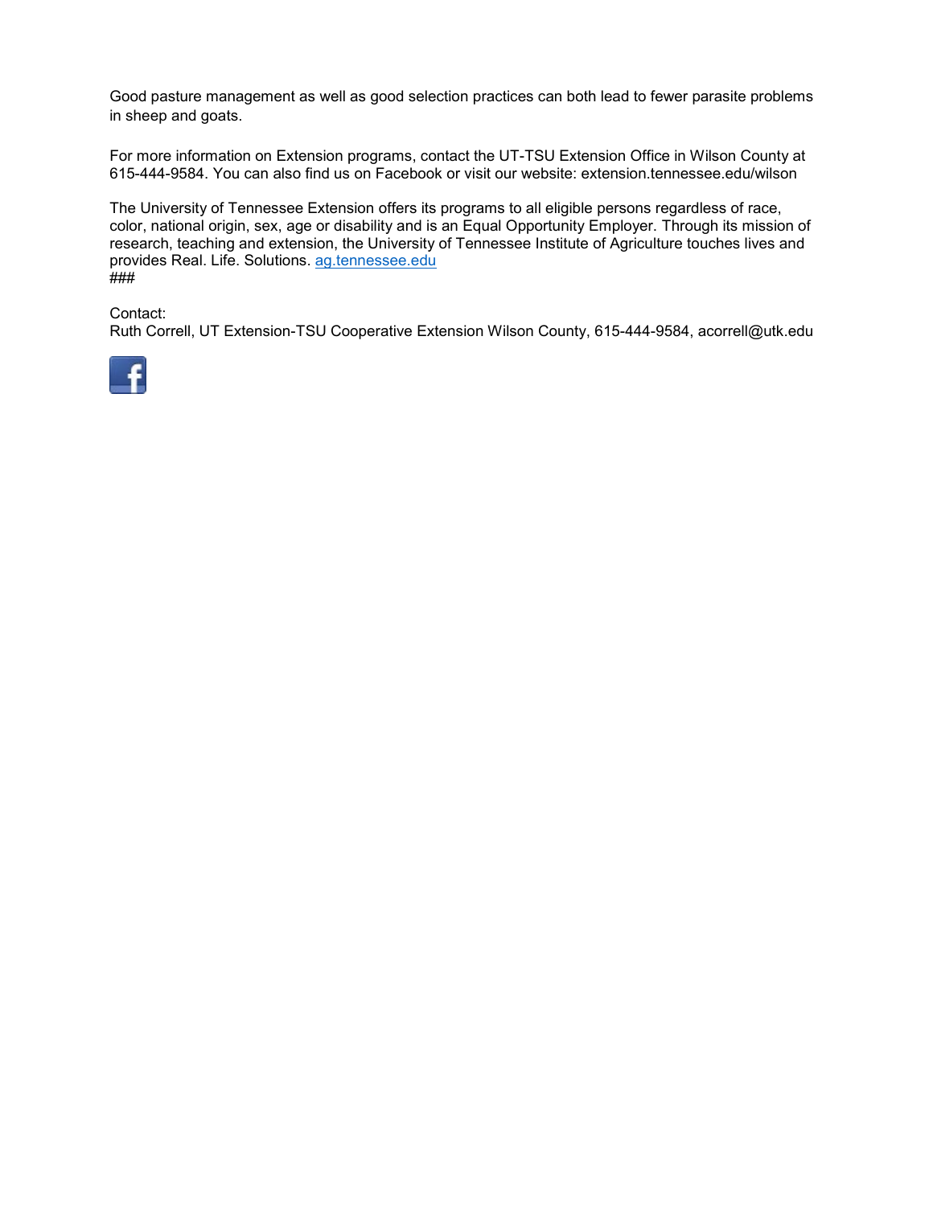Good pasture management as well as good selection practices can both lead to fewer parasite problems in sheep and goats.

For more information on Extension programs, contact the UT-TSU Extension Office in Wilson County at 615-444-9584. You can also find us on Facebook or visit our website: extension.tennessee.edu/wilson

The University of Tennessee Extension offers its programs to all eligible persons regardless of race, color, national origin, sex, age or disability and is an Equal Opportunity Employer. Through its mission of research, teaching and extension, the University of Tennessee Institute of Agriculture touches lives and provides Real. Life. Solutions. ag.tennessee.edu
###

Contact:
Ruth Correll, UT Extension-TSU Cooperative Extension Wilson County, 615-444-9584, acorrell@utk.edu